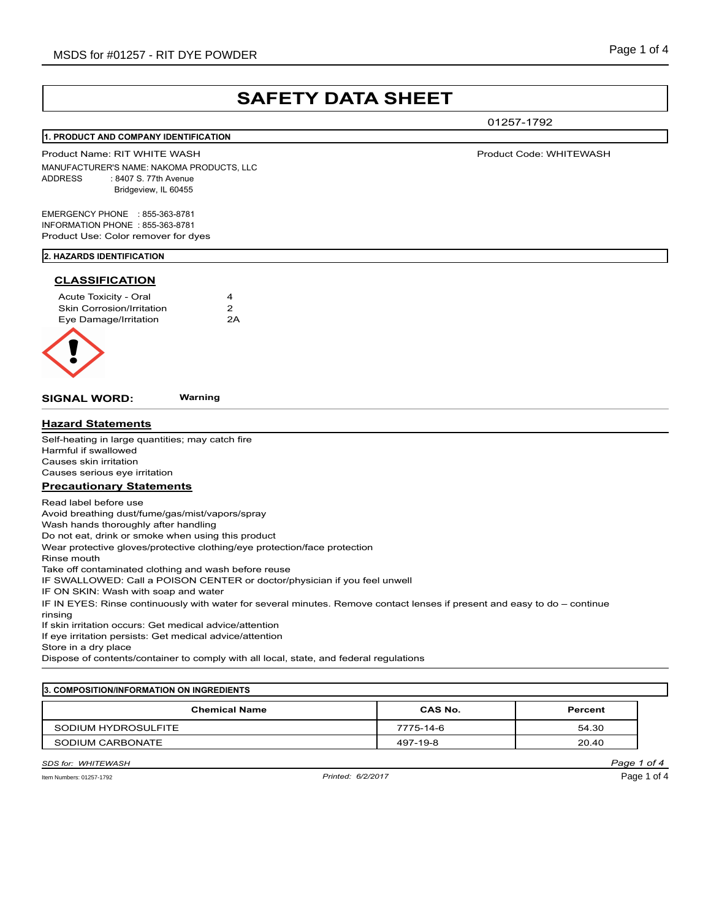# SAFETY DATA SHEET

01257-1792

## 1. PRODUCT AND COMPANY IDENTIFICATION

Product Name: RIT WHITE WASH

Product Code: WHITEWASH

MANUFACTURER'S NAME: NAKOMA PRODUCTS, LLC

ADDRESS : 8407 S. 77th Avenue
Bridgeview, IL 60455

EMERGENCY PHONE : 855-363-8781
INFORMATION PHONE : 855-363-8781
Product Use: Color remover for dyes

## 2. HAZARDS IDENTIFICATION

### CLASSIFICATION

| | |
|---|---|
| Acute Toxicity - Oral | 4 |
| Skin Corrosion/Irritation | 2 |
| Eye Damage/Irritation | 2A |

**SIGNAL WORD:** **Warning**

### Hazard Statements

Self-heating in large quantities; may catch fire
Harmful if swallowed
Causes skin irritation
Causes serious eye irritation

### Precautionary Statements

Read label before use
Avoid breathing dust/fume/gas/mist/vapors/spray
Wash hands thoroughly after handling
Do not eat, drink or smoke when using this product
Wear protective gloves/protective clothing/eye protection/face protection
Rinse mouth
Take off contaminated clothing and wash before reuse
IF SWALLOWED: Call a POISON CENTER or doctor/physician if you feel unwell
IF ON SKIN: Wash with soap and water
IF IN EYES: Rinse continuously with water for several minutes. Remove contact lenses if present and easy to do – continue rinsing
If skin irritation occurs: Get medical advice/attention
If eye irritation persists: Get medical advice/attention
Store in a dry place
Dispose of contents/container to comply with all local, state, and federal regulations

## 3. COMPOSITION/INFORMATION ON INGREDIENTS

| Chemical Name | CAS No. | Percent |
|---|---|---|
| SODIUM HYDROSULFITE | 7775-14-6 | 54.30 |
| SODIUM CARBONATE | 497-19-8 | 20.40 |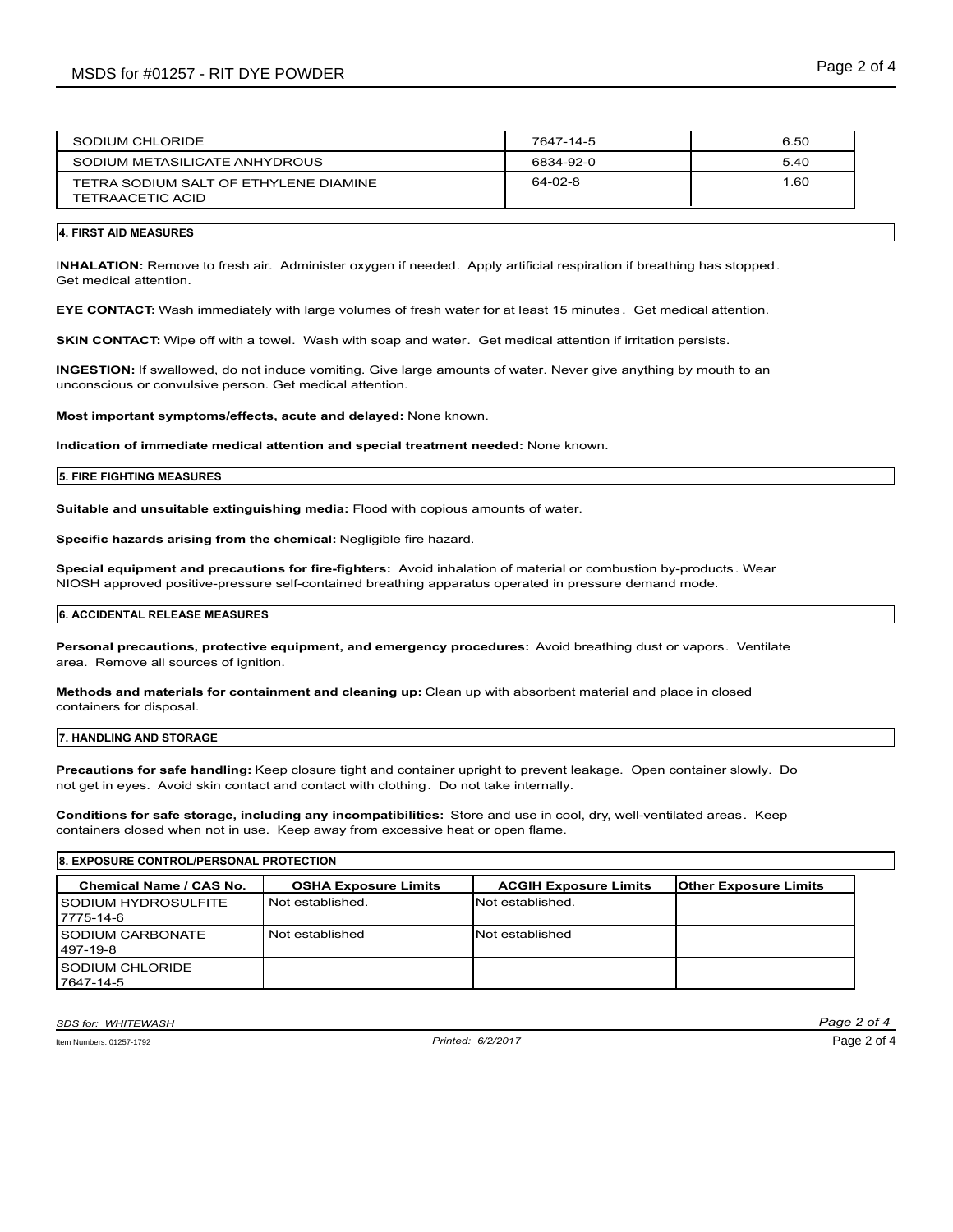| | | |
|---|---|---|
| SODIUM CHLORIDE | 7647-14-5 | 6.50 |
| SODIUM METASILICATE ANHYDROUS | 6834-92-0 | 5.40 |
| TETRA SODIUM SALT OF ETHYLENE DIAMINE TETRAACETIC ACID | 64-02-8 | 1.60 |

## 4. FIRST AID MEASURES

**INHALATION:** Remove to fresh air. Administer oxygen if needed. Apply artificial respiration if breathing has stopped. Get medical attention.

**EYE CONTACT:** Wash immediately with large volumes of fresh water for at least 15 minutes. Get medical attention.

**SKIN CONTACT:** Wipe off with a towel. Wash with soap and water. Get medical attention if irritation persists.

**INGESTION:** If swallowed, do not induce vomiting. Give large amounts of water. Never give anything by mouth to an unconscious or convulsive person. Get medical attention.

**Most important symptoms/effects, acute and delayed:** None known.

**Indication of immediate medical attention and special treatment needed:** None known.

## 5. FIRE FIGHTING MEASURES

**Suitable and unsuitable extinguishing media:** Flood with copious amounts of water.

**Specific hazards arising from the chemical:** Negligible fire hazard.

**Special equipment and precautions for fire-fighters:** Avoid inhalation of material or combustion by-products. Wear NIOSH approved positive-pressure self-contained breathing apparatus operated in pressure demand mode.

## 6. ACCIDENTAL RELEASE MEASURES

**Personal precautions, protective equipment, and emergency procedures:** Avoid breathing dust or vapors. Ventilate area. Remove all sources of ignition.

**Methods and materials for containment and cleaning up:** Clean up with absorbent material and place in closed containers for disposal.

## 7. HANDLING AND STORAGE

**Precautions for safe handling:** Keep closure tight and container upright to prevent leakage. Open container slowly. Do not get in eyes. Avoid skin contact and contact with clothing. Do not take internally.

**Conditions for safe storage, including any incompatibilities:** Store and use in cool, dry, well-ventilated areas. Keep containers closed when not in use. Keep away from excessive heat or open flame.

## 8. EXPOSURE CONTROL/PERSONAL PROTECTION

| Chemical Name / CAS No. | OSHA Exposure Limits | ACGIH Exposure Limits | Other Exposure Limits |
|---|---|---|---|
| SODIUM HYDROSULFITE 7775-14-6 | Not established. | Not established. | |
| SODIUM CARBONATE 497-19-8 | Not established | Not established | |
| SODIUM CHLORIDE 7647-14-5 | | | |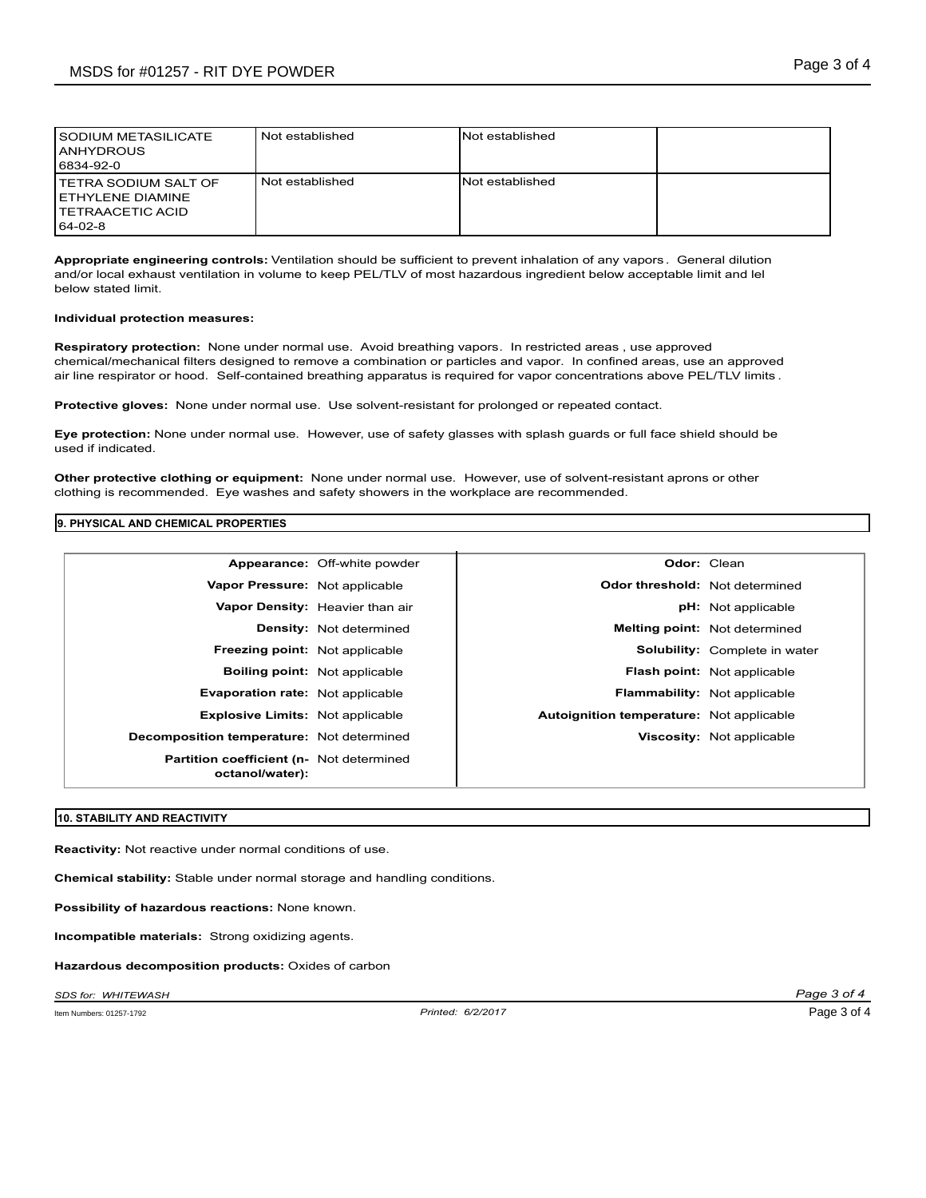| | | | |
|---|---|---|---|
| SODIUM METASILICATE ANHYDROUS 6834-92-0 | Not established | Not established | |
| TETRA SODIUM SALT OF ETHYLENE DIAMINE TETRAACETIC ACID 64-02-8 | Not established | Not established | |

**Appropriate engineering controls:** Ventilation should be sufficient to prevent inhalation of any vapors. General dilution and/or local exhaust ventilation in volume to keep PEL/TLV of most hazardous ingredient below acceptable limit and lel below stated limit.

**Individual protection measures:**

**Respiratory protection:** None under normal use. Avoid breathing vapors. In restricted areas, use approved chemical/mechanical filters designed to remove a combination or particles and vapor. In confined areas, use an approved air line respirator or hood. Self-contained breathing apparatus is required for vapor concentrations above PEL/TLV limits.

**Protective gloves:** None under normal use. Use solvent-resistant for prolonged or repeated contact.

**Eye protection:** None under normal use. However, use of safety glasses with splash guards or full face shield should be used if indicated.

**Other protective clothing or equipment:** None under normal use. However, use of solvent-resistant aprons or other clothing is recommended. Eye washes and safety showers in the workplace are recommended.

## 9. PHYSICAL AND CHEMICAL PROPERTIES

| | | | |
|---|---|---|---|
| **Appearance:** | Off-white powder | **Odor:** | Clean |
| **Vapor Pressure:** | Not applicable | **Odor threshold:** | Not determined |
| **Vapor Density:** | Heavier than air | **pH:** | Not applicable |
| **Density:** | Not determined | **Melting point:** | Not determined |
| **Freezing point:** | Not applicable | **Solubility:** | Complete in water |
| **Boiling point:** | Not applicable | **Flash point:** | Not applicable |
| **Evaporation rate:** | Not applicable | **Flammability:** | Not applicable |
| **Explosive Limits:** | Not applicable | **Autoignition temperature:** | Not applicable |
| **Decomposition temperature:** | Not determined | **Viscosity:** | Not applicable |
| **Partition coefficient (n-octanol/water):** | Not determined | | |

## 10. STABILITY AND REACTIVITY

**Reactivity:** Not reactive under normal conditions of use.

**Chemical stability:** Stable under normal storage and handling conditions.

**Possibility of hazardous reactions:** None known.

**Incompatible materials:** Strong oxidizing agents.

**Hazardous decomposition products:** Oxides of carbon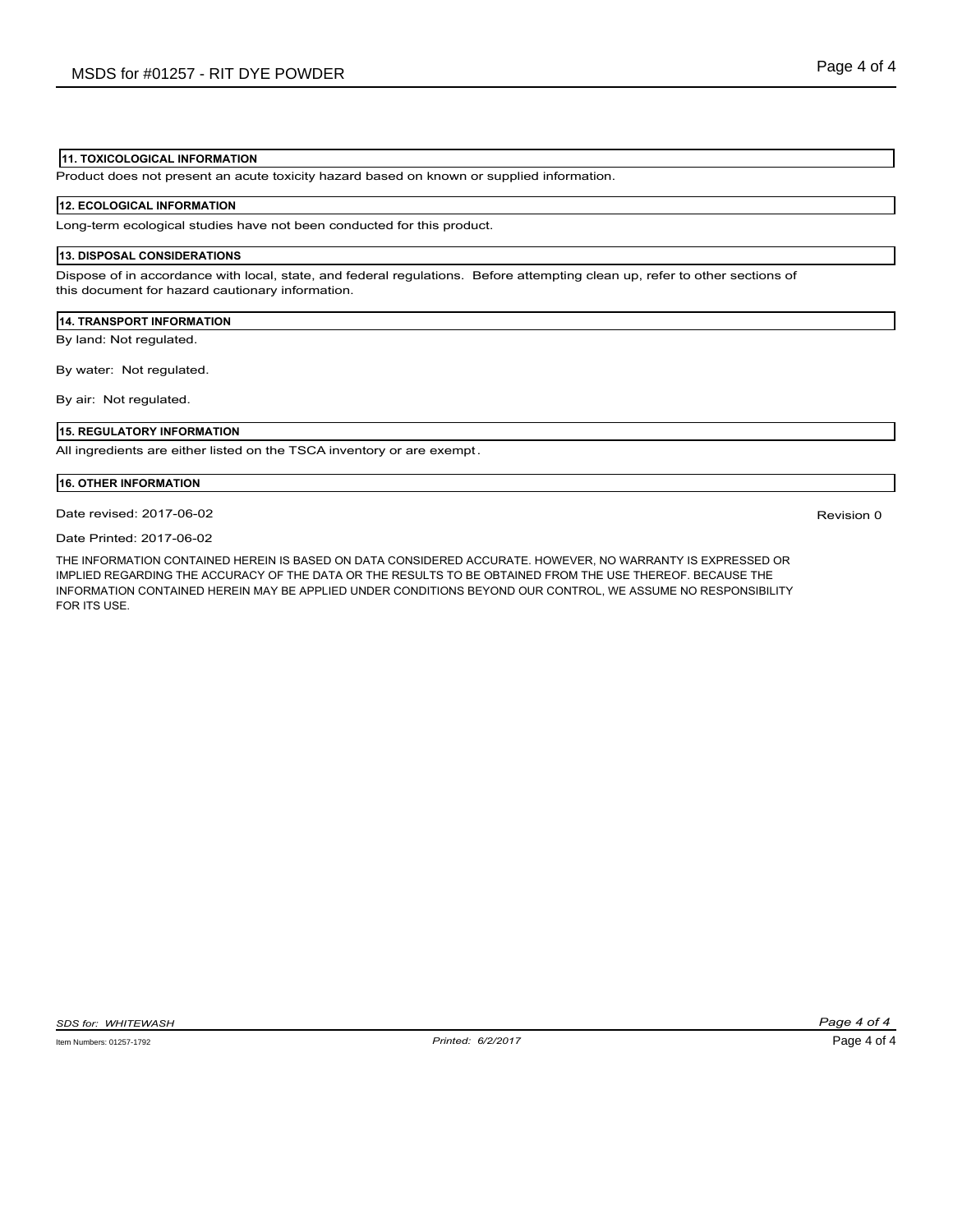## 11. TOXICOLOGICAL INFORMATION

Product does not present an acute toxicity hazard based on known or supplied information.

## 12. ECOLOGICAL INFORMATION

Long-term ecological studies have not been conducted for this product.

## 13. DISPOSAL CONSIDERATIONS

Dispose of in accordance with local, state, and federal regulations. Before attempting clean up, refer to other sections of this document for hazard cautionary information.

## 14. TRANSPORT INFORMATION

By land: Not regulated.

By water: Not regulated.

By air: Not regulated.

## 15. REGULATORY INFORMATION

All ingredients are either listed on the TSCA inventory or are exempt.

## 16. OTHER INFORMATION

Date revised: 2017-06-02

Revision 0

Date Printed: 2017-06-02

THE INFORMATION CONTAINED HEREIN IS BASED ON DATA CONSIDERED ACCURATE. HOWEVER, NO WARRANTY IS EXPRESSED OR IMPLIED REGARDING THE ACCURACY OF THE DATA OR THE RESULTS TO BE OBTAINED FROM THE USE THEREOF. BECAUSE THE INFORMATION CONTAINED HEREIN MAY BE APPLIED UNDER CONDITIONS BEYOND OUR CONTROL, WE ASSUME NO RESPONSIBILITY FOR ITS USE.